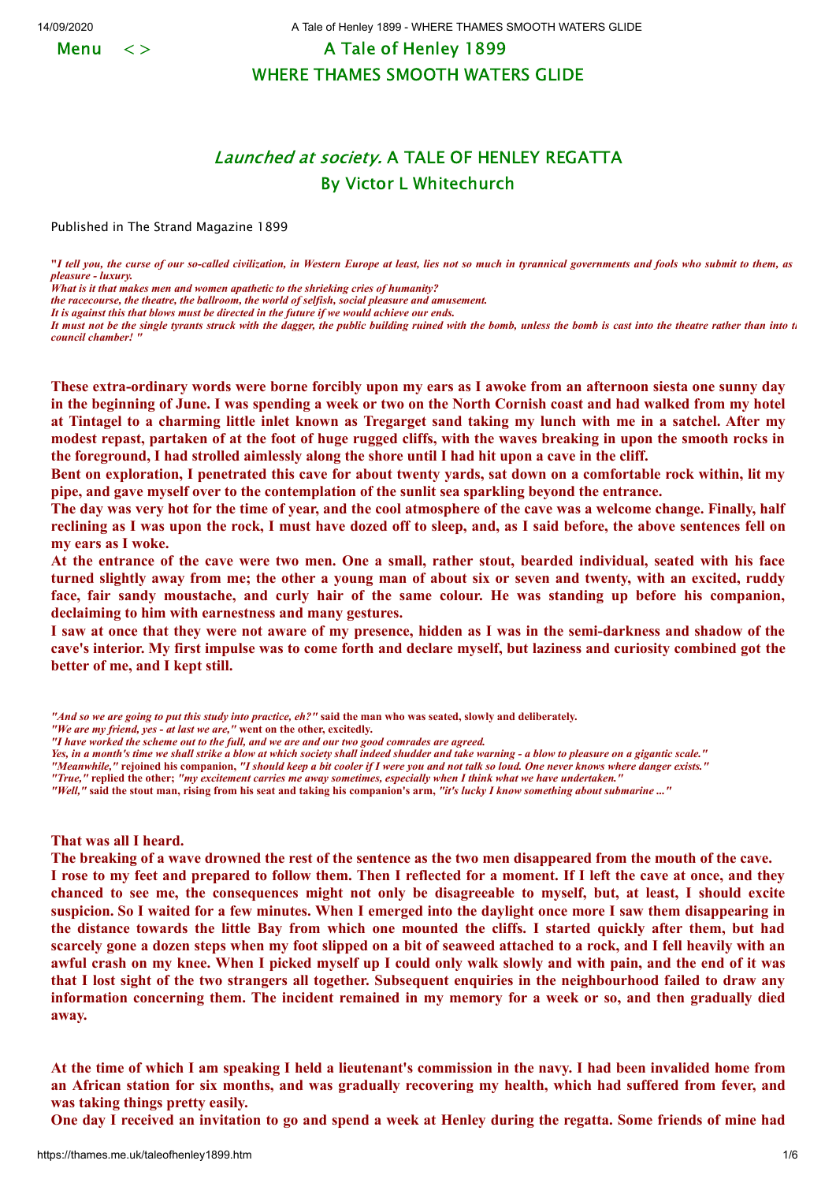Menu < >

# A Tale of Henley 1899
## WHERE THAMES SMOOTH WATERS GLIDE

## *Launched at society.* A TALE OF HENLEY REGATTA
### By Victor L Whitechurch

Published in The Strand Magazine 1899

***"I tell you, the curse of our so-called civilization, in Western Europe at least, lies not so much in tyrannical governments and fools who submit to them, as pleasure - luxury.***
***What is it that makes men and women apathetic to the shrieking cries of humanity?***
***the racecourse, the theatre, the ballroom, the world of selfish, social pleasure and amusement.***
***It is against this that blows must be directed in the future if we would achieve our ends.***
***It must not be the single tyrants struck with the dagger, the public building ruined with the bomb, unless the bomb is cast into the theatre rather than into t council chamber! "***

**These extra-ordinary words were borne forcibly upon my ears as I awoke from an afternoon siesta one sunny day in the beginning of June. I was spending a week or two on the North Cornish coast and had walked from my hotel at Tintagel to a charming little inlet known as Tregarget sand taking my lunch with me in a satchel. After my modest repast, partaken of at the foot of huge rugged cliffs, with the waves breaking in upon the smooth rocks in the foreground, I had strolled aimlessly along the shore until I had hit upon a cave in the cliff.**
**Bent on exploration, I penetrated this cave for about twenty yards, sat down on a comfortable rock within, lit my pipe, and gave myself over to the contemplation of the sunlit sea sparkling beyond the entrance.**
**The day was very hot for the time of year, and the cool atmosphere of the cave was a welcome change. Finally, half reclining as I was upon the rock, I must have dozed off to sleep, and, as I said before, the above sentences fell on my ears as I woke.**
**At the entrance of the cave were two men. One a small, rather stout, bearded individual, seated with his face turned slightly away from me; the other a young man of about six or seven and twenty, with an excited, ruddy face, fair sandy moustache, and curly hair of the same colour. He was standing up before his companion, declaiming to him with earnestness and many gestures.**
**I saw at once that they were not aware of my presence, hidden as I was in the semi-darkness and shadow of the cave's interior. My first impulse was to come forth and declare myself, but laziness and curiosity combined got the better of me, and I kept still.**

***"And so we are going to put this study into practice, eh?"* said the man who was seated, slowly and deliberately.**
***"We are my friend, yes - at last we are,"* went on the other, excitedly.**
***"I have worked the scheme out to the full, and we are and our two good comrades are agreed.***
***Yes, in a month's time we shall strike a blow at which society shall indeed shudder and take warning - a blow to pleasure on a gigantic scale."***
***"Meanwhile,"* rejoined his companion, *"I should keep a bit cooler if I were you and not talk so loud. One never knows where danger exists."***
***"True,"* replied the other; *"my excitement carries me away sometimes, especially when I think what we have undertaken."***
***"Well,"* said the stout man, rising from his seat and taking his companion's arm, *"it's lucky I know something about submarine ..."***

**That was all I heard.**
**The breaking of a wave drowned the rest of the sentence as the two men disappeared from the mouth of the cave.**
**I rose to my feet and prepared to follow them. Then I reflected for a moment. If I left the cave at once, and they chanced to see me, the consequences might not only be disagreeable to myself, but, at least, I should excite suspicion. So I waited for a few minutes. When I emerged into the daylight once more I saw them disappearing in the distance towards the little Bay from which one mounted the cliffs. I started quickly after them, but had scarcely gone a dozen steps when my foot slipped on a bit of seaweed attached to a rock, and I fell heavily with an awful crash on my knee. When I picked myself up I could only walk slowly and with pain, and the end of it was that I lost sight of the two strangers all together. Subsequent enquiries in the neighbourhood failed to draw any information concerning them. The incident remained in my memory for a week or so, and then gradually died away.**

**At the time of which I am speaking I held a lieutenant's commission in the navy. I had been invalided home from an African station for six months, and was gradually recovering my health, which had suffered from fever, and was taking things pretty easily.**
**One day I received an invitation to go and spend a week at Henley during the regatta. Some friends of mine had**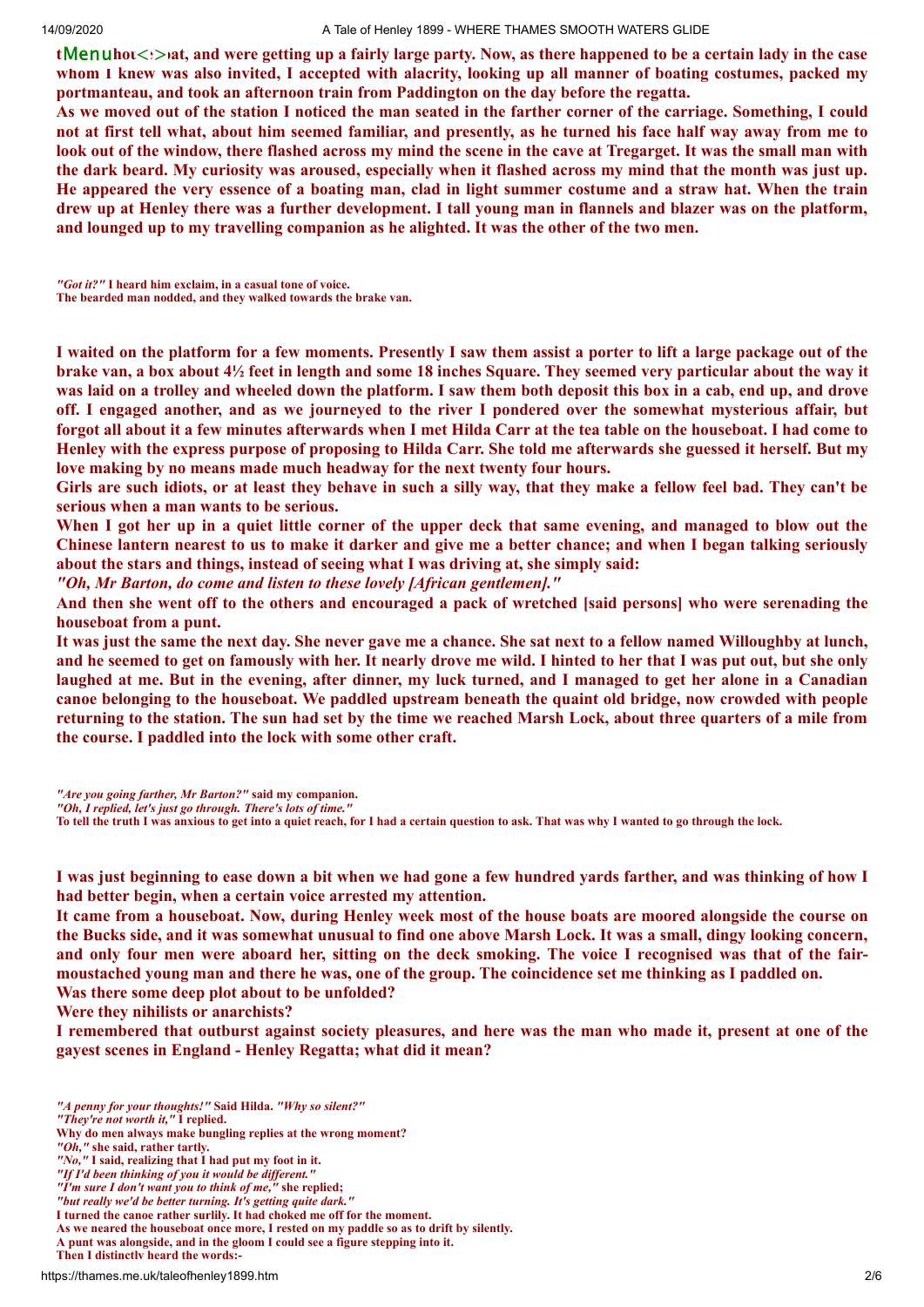tMenuhot<>oat, and were getting up a fairly large party. Now, as there happened to be a certain lady in the case whom I knew was also invited, I accepted with alacrity, looking up all manner of boating costumes, packed my portmanteau, and took an afternoon train from Paddington on the day before the regatta.

As we moved out of the station I noticed the man seated in the farther corner of the carriage. Something, I could not at first tell what, about him seemed familiar, and presently, as he turned his face half way away from me to look out of the window, there flashed across my mind the scene in the cave at Tregarget. It was the small man with the dark beard. My curiosity was aroused, especially when it flashed across my mind that the month was just up. He appeared the very essence of a boating man, clad in light summer costume and a straw hat. When the train drew up at Henley there was a further development. I tall young man in flannels and blazer was on the platform, and lounged up to my travelling companion as he alighted. It was the other of the two men.

*"Got it?"* I heard him exclaim, in a casual tone of voice.
The bearded man nodded, and they walked towards the brake van.

I waited on the platform for a few moments. Presently I saw them assist a porter to lift a large package out of the brake van, a box about 4½ feet in length and some 18 inches Square. They seemed very particular about the way it was laid on a trolley and wheeled down the platform. I saw them both deposit this box in a cab, end up, and drove off. I engaged another, and as we journeyed to the river I pondered over the somewhat mysterious affair, but forgot all about it a few minutes afterwards when I met Hilda Carr at the tea table on the houseboat. I had come to Henley with the express purpose of proposing to Hilda Carr. She told me afterwards she guessed it herself. But my love making by no means made much headway for the next twenty four hours.

Girls are such idiots, or at least they behave in such a silly way, that they make a fellow feel bad. They can't be serious when a man wants to be serious.

When I got her up in a quiet little corner of the upper deck that same evening, and managed to blow out the Chinese lantern nearest to us to make it darker and give me a better chance; and when I began talking seriously about the stars and things, instead of seeing what I was driving at, she simply said:

*"Oh, Mr Barton, do come and listen to these lovely [African gentlemen]."*

And then she went off to the others and encouraged a pack of wretched [said persons] who were serenading the houseboat from a punt.

It was just the same the next day. She never gave me a chance. She sat next to a fellow named Willoughby at lunch, and he seemed to get on famously with her. It nearly drove me wild. I hinted to her that I was put out, but she only laughed at me. But in the evening, after dinner, my luck turned, and I managed to get her alone in a Canadian canoe belonging to the houseboat. We paddled upstream beneath the quaint old bridge, now crowded with people returning to the station. The sun had set by the time we reached Marsh Lock, about three quarters of a mile from the course. I paddled into the lock with some other craft.

*"Are you going farther, Mr Barton?"* said my companion.
*"Oh, I replied, let's just go through. There's lots of time."*
To tell the truth I was anxious to get into a quiet reach, for I had a certain question to ask. That was why I wanted to go through the lock.

I was just beginning to ease down a bit when we had gone a few hundred yards farther, and was thinking of how I had better begin, when a certain voice arrested my attention.

It came from a houseboat. Now, during Henley week most of the house boats are moored alongside the course on the Bucks side, and it was somewhat unusual to find one above Marsh Lock. It was a small, dingy looking concern, and only four men were aboard her, sitting on the deck smoking. The voice I recognised was that of the fair-moustached young man and there he was, one of the group. The coincidence set me thinking as I paddled on.

Was there some deep plot about to be unfolded?

Were they nihilists or anarchists?

I remembered that outburst against society pleasures, and here was the man who made it, present at one of the gayest scenes in England - Henley Regatta; what did it mean?

*"A penny for your thoughts!"* Said Hilda. *"Why so silent?"*
*"They're not worth it,"* I replied.
Why do men always make bungling replies at the wrong moment?
*"Oh,"* she said, rather tartly.
*"No,"* I said, realizing that I had put my foot in it.
*"If I'd been thinking of you it would be different."*
*"I'm sure I don't want you to think of me,"* she replied;
*"but really we'd be better turning. It's getting quite dark."*
I turned the canoe rather surlily. It had choked me off for the moment.
As we neared the houseboat once more, I rested on my paddle so as to drift by silently.
A punt was alongside, and in the gloom I could see a figure stepping into it.
Then I distinctly heard the words:-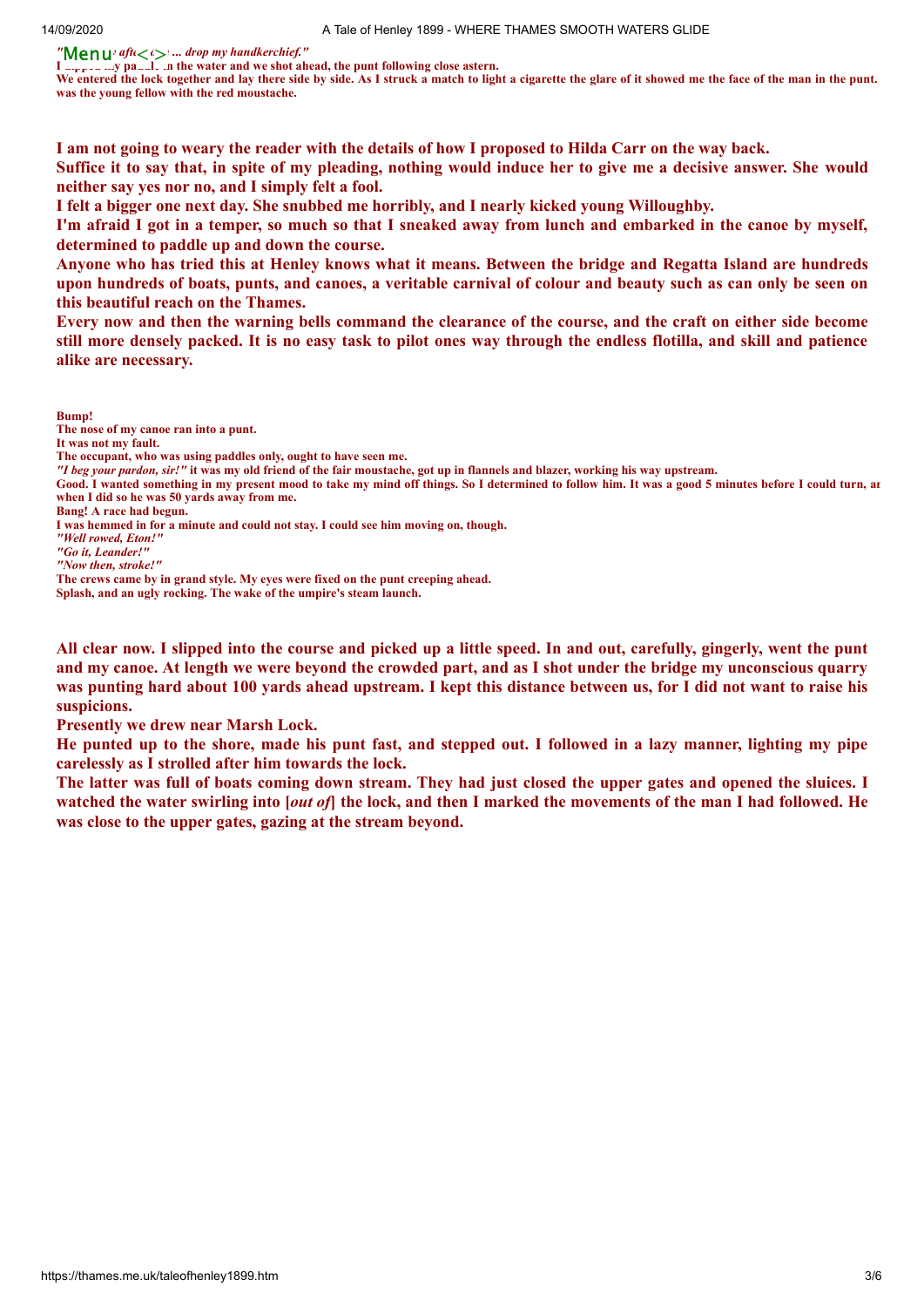*"... after ... drop my handkerchief."*

I dipped my paddle in the water and we shot ahead, the punt following close astern.

We entered the lock together and lay there side by side. As I struck a match to light a cigarette the glare of it showed me the face of the man in the punt. was the young fellow with the red moustache.

**I am not going to weary the reader with the details of how I proposed to Hilda Carr on the way back.**

**Suffice it to say that, in spite of my pleading, nothing would induce her to give me a decisive answer. She would neither say yes nor no, and I simply felt a fool.**

**I felt a bigger one next day. She snubbed me horribly, and I nearly kicked young Willoughby.**

**I'm afraid I got in a temper, so much so that I sneaked away from lunch and embarked in the canoe by myself, determined to paddle up and down the course.**

**Anyone who has tried this at Henley knows what it means. Between the bridge and Regatta Island are hundreds upon hundreds of boats, punts, and canoes, a veritable carnival of colour and beauty such as can only be seen on this beautiful reach on the Thames.**

**Every now and then the warning bells command the clearance of the course, and the craft on either side become still more densely packed. It is no easy task to pilot ones way through the endless flotilla, and skill and patience alike are necessary.**

Bump!

The nose of my canoe ran into a punt.

It was not my fault.

The occupant, who was using paddles only, ought to have seen me.

*"I beg your pardon, sir!"* it was my old friend of the fair moustache, got up in flannels and blazer, working his way upstream.

Good. I wanted something in my present mood to take my mind off things. So I determined to follow him. It was a good 5 minutes before I could turn, ar when I did so he was 50 yards away from me.

Bang! A race had begun.

I was hemmed in for a minute and could not stay. I could see him moving on, though.

*"Well rowed, Eton!"*

*"Go it, Leander!"*

*"Now then, stroke!"*

The crews came by in grand style. My eyes were fixed on the punt creeping ahead.

Splash, and an ugly rocking. The wake of the umpire's steam launch.

**All clear now. I slipped into the course and picked up a little speed. In and out, carefully, gingerly, went the punt and my canoe. At length we were beyond the crowded part, and as I shot under the bridge my unconscious quarry was punting hard about 100 yards ahead upstream. I kept this distance between us, for I did not want to raise his suspicions.**

**Presently we drew near Marsh Lock.**

**He punted up to the shore, made his punt fast, and stepped out. I followed in a lazy manner, lighting my pipe carelessly as I strolled after him towards the lock.**

**The latter was full of boats coming down stream. They had just closed the upper gates and opened the sluices. I watched the water swirling into [*out of*] the lock, and then I marked the movements of the man I had followed. He was close to the upper gates, gazing at the stream beyond.**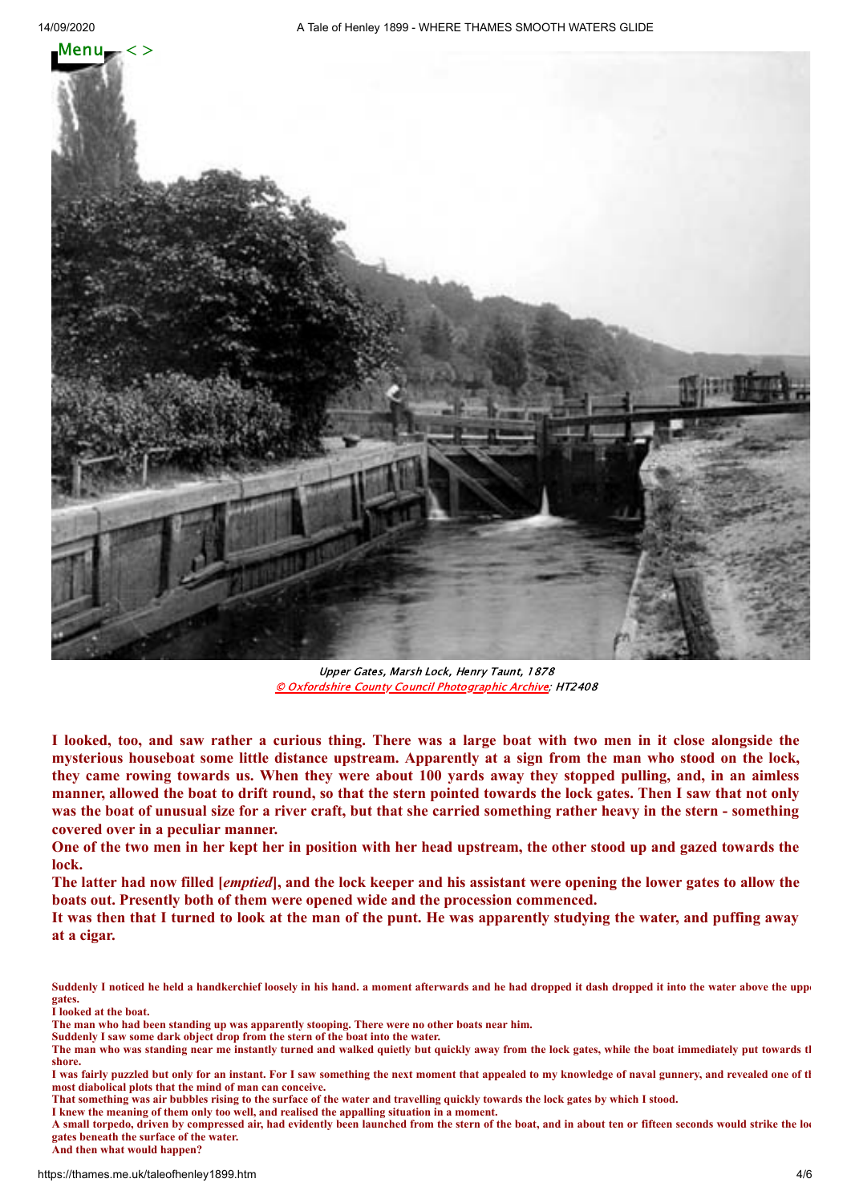Upper Gates, Marsh Lock, Henry Taunt, 1878
© Oxfordshire County Council Photographic Archive; HT2408

**I looked, too, and saw rather a curious thing. There was a large boat with two men in it close alongside the mysterious houseboat some little distance upstream. Apparently at a sign from the man who stood on the lock, they came rowing towards us. When they were about 100 yards away they stopped pulling, and, in an aimless manner, allowed the boat to drift round, so that the stern pointed towards the lock gates. Then I saw that not only was the boat of unusual size for a river craft, but that she carried something rather heavy in the stern - something covered over in a peculiar manner.**

**One of the two men in her kept her in position with her head upstream, the other stood up and gazed towards the lock.**

**The latter had now filled [*emptied*], and the lock keeper and his assistant were opening the lower gates to allow the boats out. Presently both of them were opened wide and the procession commenced.**

**It was then that I turned to look at the man of the punt. He was apparently studying the water, and puffing away at a cigar.**

**Suddenly I noticed he held a handkerchief loosely in his hand. a moment afterwards and he had dropped it dash dropped it into the water above the upp gates.**

**I looked at the boat.**

**The man who had been standing up was apparently stooping. There were no other boats near him.**

**Suddenly I saw some dark object drop from the stern of the boat into the water.**

**The man who was standing near me instantly turned and walked quietly but quickly away from the lock gates, while the boat immediately put towards th shore.**

**I was fairly puzzled but only for an instant. For I saw something the next moment that appealed to my knowledge of naval gunnery, and revealed one of th most diabolical plots that the mind of man can conceive.**

**That something was air bubbles rising to the surface of the water and travelling quickly towards the lock gates by which I stood.**

**I knew the meaning of them only too well, and realised the appalling situation in a moment.**

**A small torpedo, driven by compressed air, had evidently been launched from the stern of the boat, and in about ten or fifteen seconds would strike the lo gates beneath the surface of the water.**

**And then what would happen?**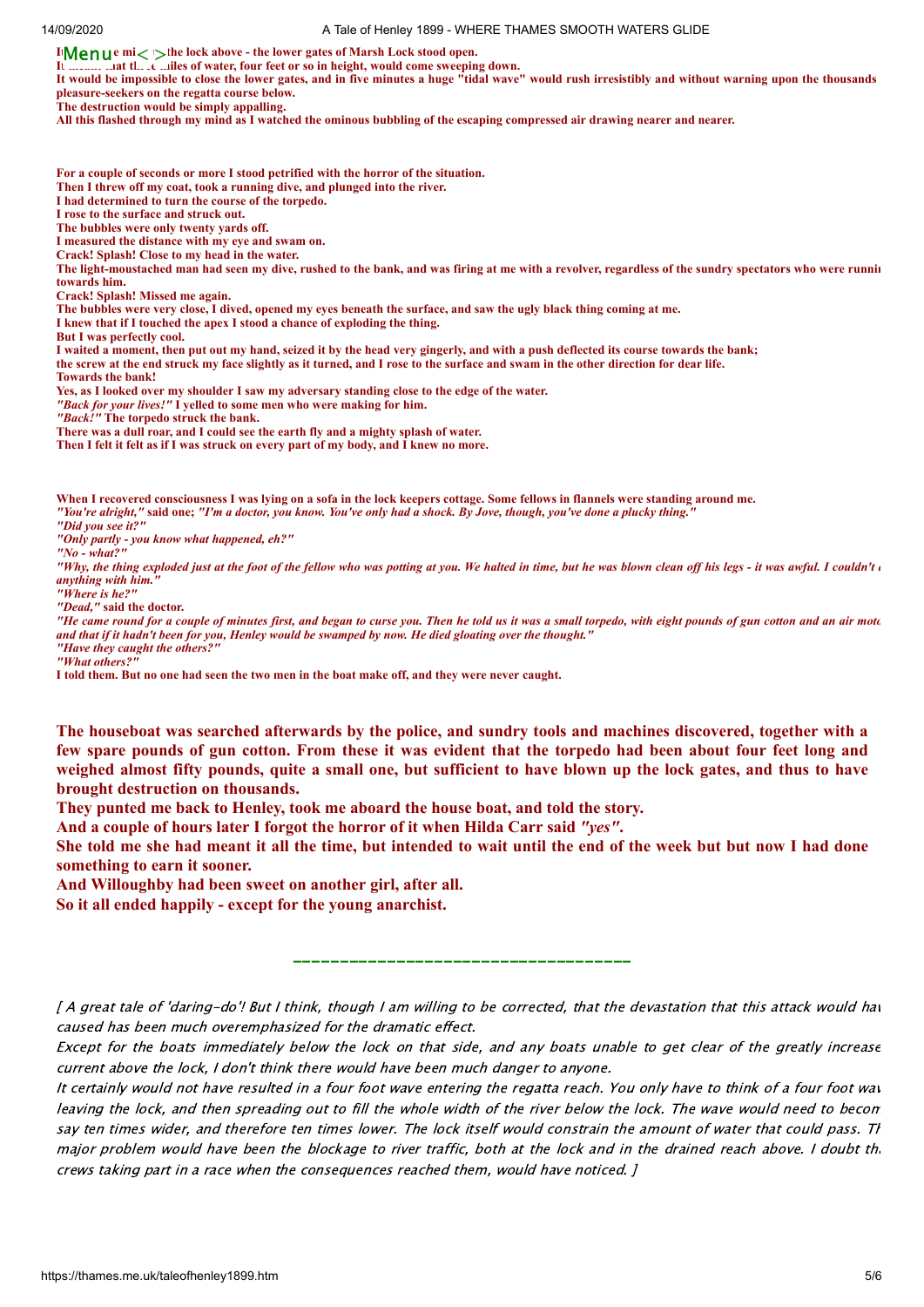If the mi... the lock above - the lower gates of Marsh Lock stood open.
It ... that th... miles of water, four feet or so in height, would come sweeping down.
It would be impossible to close the lower gates, and in five minutes a huge "tidal wave" would rush irresistibly and without warning upon the thousands pleasure-seekers on the regatta course below.
The destruction would be simply appalling.
All this flashed through my mind as I watched the ominous bubbling of the escaping compressed air drawing nearer and nearer.

For a couple of seconds or more I stood petrified with the horror of the situation.
Then I threw off my coat, took a running dive, and plunged into the river.
I had determined to turn the course of the torpedo.
I rose to the surface and struck out.
The bubbles were only twenty yards off.
I measured the distance with my eye and swam on.
Crack! Splash! Close to my head in the water.
The light-moustached man had seen my dive, rushed to the bank, and was firing at me with a revolver, regardless of the sundry spectators who were runni... towards him.
Crack! Splash! Missed me again.
The bubbles were very close, I dived, opened my eyes beneath the surface, and saw the ugly black thing coming at me.
I knew that if I touched the apex I stood a chance of exploding the thing.
But I was perfectly cool.
I waited a moment, then put out my hand, seized it by the head very gingerly, and with a push deflected its course towards the bank;
the screw at the end struck my face slightly as it turned, and I rose to the surface and swam in the other direction for dear life.
Towards the bank!
Yes, as I looked over my shoulder I saw my adversary standing close to the edge of the water.
*"Back for your lives!"* I yelled to some men who were making for him.
*"Back!"* The torpedo struck the bank.
There was a dull roar, and I could see the earth fly and a mighty splash of water.
Then I felt it felt as if I was struck on every part of my body, and I knew no more.

When I recovered consciousness I was lying on a sofa in the lock keepers cottage. Some fellows in flannels were standing around me.
*"You're alright,"* said one; *"I'm a doctor, you know. You've only had a shock. By Jove, though, you've done a plucky thing."*
*"Did you see it?"*
*"Only partly - you know what happened, eh?"*
*"No - what?"*
*"Why, the thing exploded just at the foot of the fellow who was potting at you. We halted in time, but he was blown clean off his legs - it was awful. I couldn't ... anything with him."*
*"Where is he?"*
*"Dead,"* said the doctor.
*"He came round for a couple of minutes first, and began to curse you. Then he told us it was a small torpedo, with eight pounds of gun cotton and an air moto... and that if it hadn't been for you, Henley would be swamped by now. He died gloating over the thought."*
*"Have they caught the others?"*
*"What others?"*
I told them. But no one had seen the two men in the boat make off, and they were never caught.

**The houseboat was searched afterwards by the police, and sundry tools and machines discovered, together with a few spare pounds of gun cotton. From these it was evident that the torpedo had been about four feet long and weighed almost fifty pounds, quite a small one, but sufficient to have blown up the lock gates, and thus to have brought destruction on thousands.**
**They punted me back to Henley, took me aboard the house boat, and told the story.**
**And a couple of hours later I forgot the horror of it when Hilda Carr said *"yes"*.**
**She told me she had meant it all the time, but intended to wait until the end of the week but but now I had done something to earn it sooner.**
**And Willoughby had been sweet on another girl, after all.**
**So it all ended happily - except for the young anarchist.**

---

*[ A great tale of 'daring-do'! But I think, though I am willing to be corrected, that the devastation that this attack would hav... caused has been much overemphasized for the dramatic effect.*
*Except for the boats immediately below the lock on that side, and any boats unable to get clear of the greatly increase... current above the lock, I don't think there would have been much danger to anyone.*
*It certainly would not have resulted in a four foot wave entering the regatta reach. You only have to think of a four foot wav... leaving the lock, and then spreading out to fill the whole width of the river below the lock. The wave would need to becom... say ten times wider, and therefore ten times lower. The lock itself would constrain the amount of water that could pass. Th... major problem would have been the blockage to river traffic, both at the lock and in the drained reach above. I doubt th... crews taking part in a race when the consequences reached them, would have noticed. ]*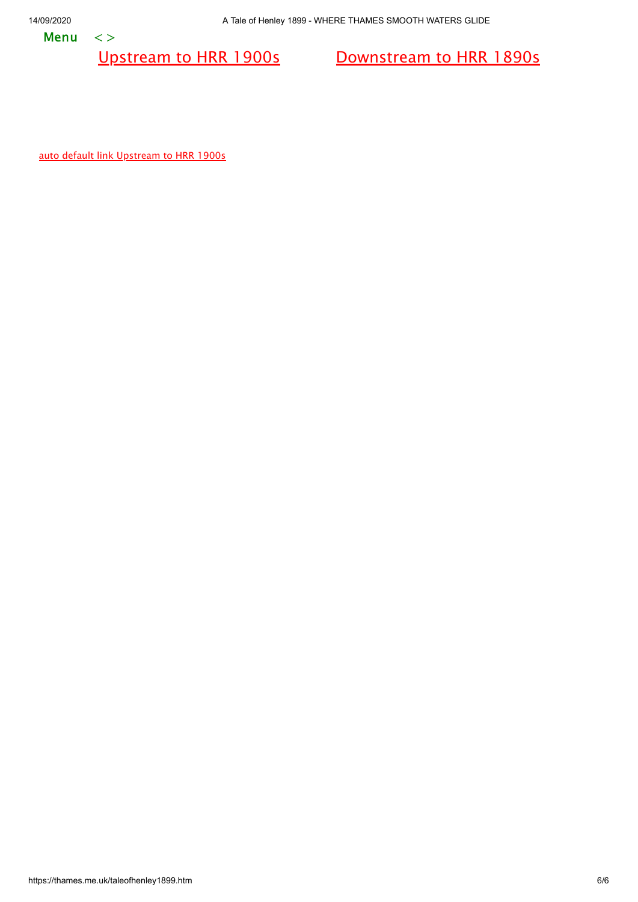Menu < >

[Upstream to HRR 1900s](#) [Downstream to HRR 1890s](#)

auto default link Upstream to HRR 1900s